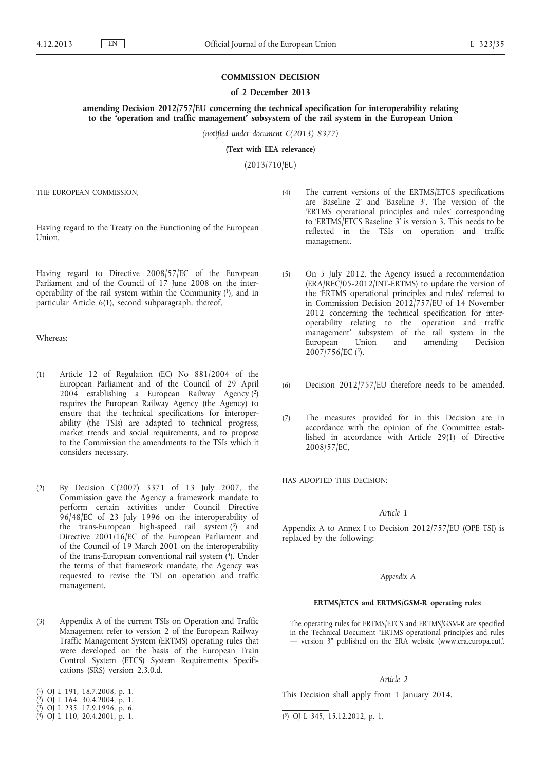# COMMISSION DECISION

## of 2 December 2013

### amending Decision 2012/757/EU concerning the technical specification for interoperability relating to the 'operation and traffic management' subsystem of the rail system in the European Union

*(notified under document C(2013) 8377)*

**(Text with EEA relevance)**

(2013/710/EU)

THE EUROPEAN COMMISSION,

Having regard to the Treaty on the Functioning of the European Union,

Having regard to Directive 2008/57/EC of the European Parliament and of the Council of 17 June 2008 on the interoperability of the rail system within the Community [1], and in particular Article 6(1), second subparagraph, thereof,

Whereas:

(1) Article 12 of Regulation (EC) No 881/2004 of the European Parliament and of the Council of 29 April 2004 establishing a European Railway Agency [2] requires the European Railway Agency (the Agency) to ensure that the technical specifications for interoperability (the TSIs) are adapted to technical progress, market trends and social requirements, and to propose to the Commission the amendments to the TSIs which it considers necessary.

(2) By Decision C(2007) 3371 of 13 July 2007, the Commission gave the Agency a framework mandate to perform certain activities under Council Directive 96/48/EC of 23 July 1996 on the interoperability of the trans-European high-speed rail system [3] and Directive 2001/16/EC of the European Parliament and of the Council of 19 March 2001 on the interoperability of the trans-European conventional rail system [4]. Under the terms of that framework mandate, the Agency was requested to revise the TSI on operation and traffic management.

(3) Appendix A of the current TSIs on Operation and Traffic Management refer to version 2 of the European Railway Traffic Management System (ERTMS) operating rules that were developed on the basis of the European Train Control System (ETCS) System Requirements Specifications (SRS) version 2.3.0.d.

(4) The current versions of the ERTMS/ETCS specifications are 'Baseline 2' and 'Baseline 3'. The version of the 'ERTMS operational principles and rules' corresponding to 'ERTMS/ETCS Baseline 3' is version 3. This needs to be reflected in the TSIs on operation and traffic management.

(5) On 5 July 2012, the Agency issued a recommendation (ERA/REC/05-2012/INT-ERTMS) to update the version of the 'ERTMS operational principles and rules' referred to in Commission Decision 2012/757/EU of 14 November 2012 concerning the technical specification for interoperability relating to the 'operation and traffic management' subsystem of the rail system in the European Union and amending Decision 2007/756/EC [5].

(6) Decision 2012/757/EU therefore needs to be amended.

(7) The measures provided for in this Decision are in accordance with the opinion of the Committee established in accordance with Article 29(1) of Directive 2008/57/EC,

HAS ADOPTED THIS DECISION:

*Article 1*

Appendix A to Annex I to Decision 2012/757/EU (OPE TSI) is replaced by the following:

*'Appendix A*

**ERTMS/ETCS and ERTMS/GSM-R operating rules**

The operating rules for ERTMS/ETCS and ERTMS/GSM-R are specified in the Technical Document "ERTMS operational principles and rules — version 3" published on the ERA website (www.era.europa.eu).'.

*Article 2*

This Decision shall apply from 1 January 2014.

---

[1] OJ L 191, 18.7.2008, p. 1.
[2] OJ L 164, 30.4.2004, p. 1.
[3] OJ L 235, 17.9.1996, p. 6.
[4] OJ L 110, 20.4.2001, p. 1.
[5] OJ L 345, 15.12.2012, p. 1.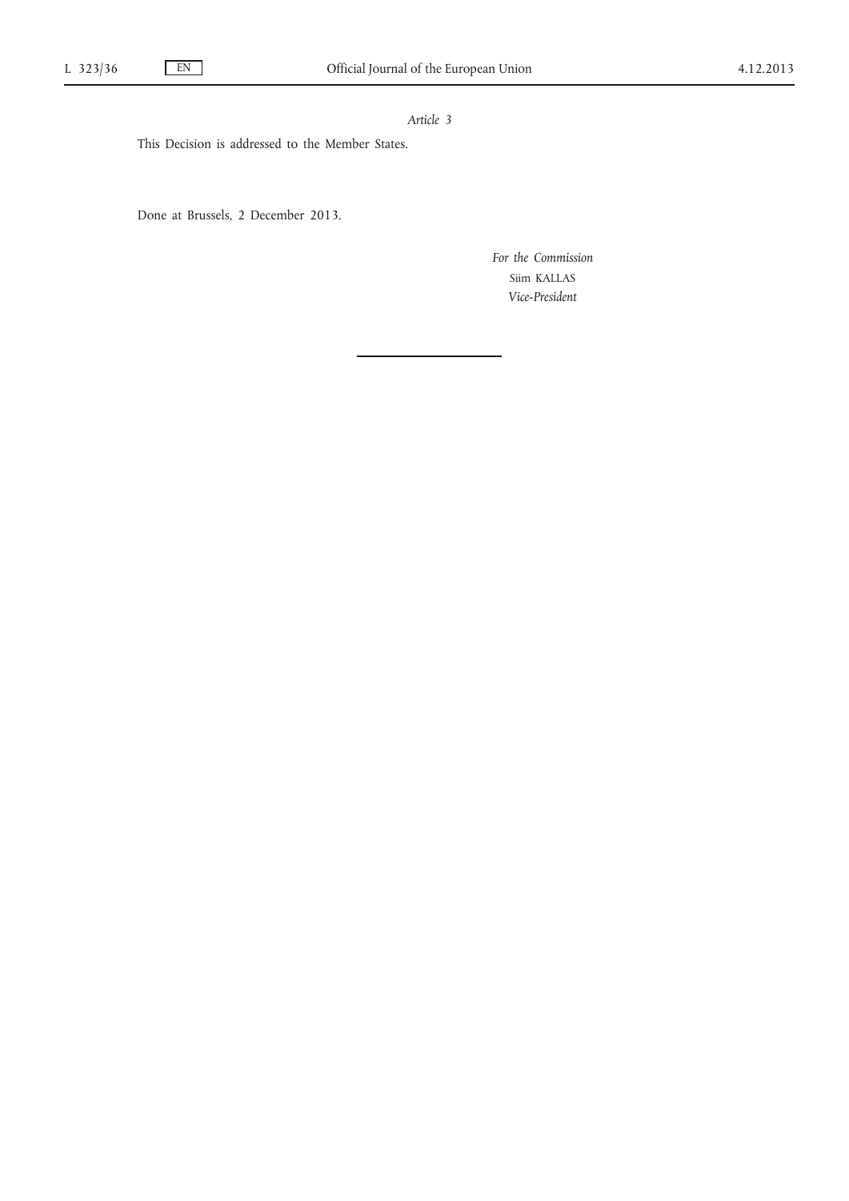*Article 3*

This Decision is addressed to the Member States.

Done at Brussels, 2 December 2013.

*For the Commission*

Siim KALLAS

*Vice-President*